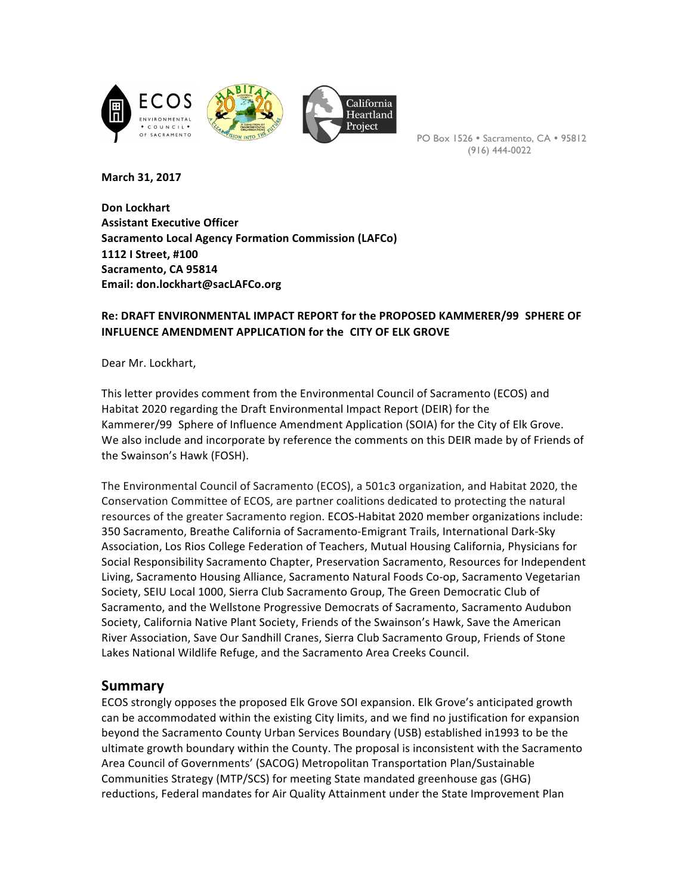ECOS ENVIRONMENTAL • COUNCIL • OF SACRAMENTO

California Heartland Project

PO Box 1526 • Sacramento, CA • 95812
(916) 444-0022

**March 31, 2017**

**Don Lockhart**
**Assistant Executive Officer**
**Sacramento Local Agency Formation Commission (LAFCo)**
**1112 I Street, #100**
**Sacramento, CA 95814**
**Email: don.lockhart@sacLAFCo.org**

**Re: DRAFT ENVIRONMENTAL IMPACT REPORT for the PROPOSED KAMMERER/99 SPHERE OF INFLUENCE AMENDMENT APPLICATION for the CITY OF ELK GROVE**

Dear Mr. Lockhart,

This letter provides comment from the Environmental Council of Sacramento (ECOS) and Habitat 2020 regarding the Draft Environmental Impact Report (DEIR) for the Kammerer/99 Sphere of Influence Amendment Application (SOIA) for the City of Elk Grove. We also include and incorporate by reference the comments on this DEIR made by of Friends of the Swainson's Hawk (FOSH).

The Environmental Council of Sacramento (ECOS), a 501c3 organization, and Habitat 2020, the Conservation Committee of ECOS, are partner coalitions dedicated to protecting the natural resources of the greater Sacramento region. ECOS-Habitat 2020 member organizations include: 350 Sacramento, Breathe California of Sacramento-Emigrant Trails, International Dark-Sky Association, Los Rios College Federation of Teachers, Mutual Housing California, Physicians for Social Responsibility Sacramento Chapter, Preservation Sacramento, Resources for Independent Living, Sacramento Housing Alliance, Sacramento Natural Foods Co-op, Sacramento Vegetarian Society, SEIU Local 1000, Sierra Club Sacramento Group, The Green Democratic Club of Sacramento, and the Wellstone Progressive Democrats of Sacramento, Sacramento Audubon Society, California Native Plant Society, Friends of the Swainson's Hawk, Save the American River Association, Save Our Sandhill Cranes, Sierra Club Sacramento Group, Friends of Stone Lakes National Wildlife Refuge, and the Sacramento Area Creeks Council.

## Summary

ECOS strongly opposes the proposed Elk Grove SOI expansion. Elk Grove's anticipated growth can be accommodated within the existing City limits, and we find no justification for expansion beyond the Sacramento County Urban Services Boundary (USB) established in1993 to be the ultimate growth boundary within the County. The proposal is inconsistent with the Sacramento Area Council of Governments' (SACOG) Metropolitan Transportation Plan/Sustainable Communities Strategy (MTP/SCS) for meeting State mandated greenhouse gas (GHG) reductions, Federal mandates for Air Quality Attainment under the State Improvement Plan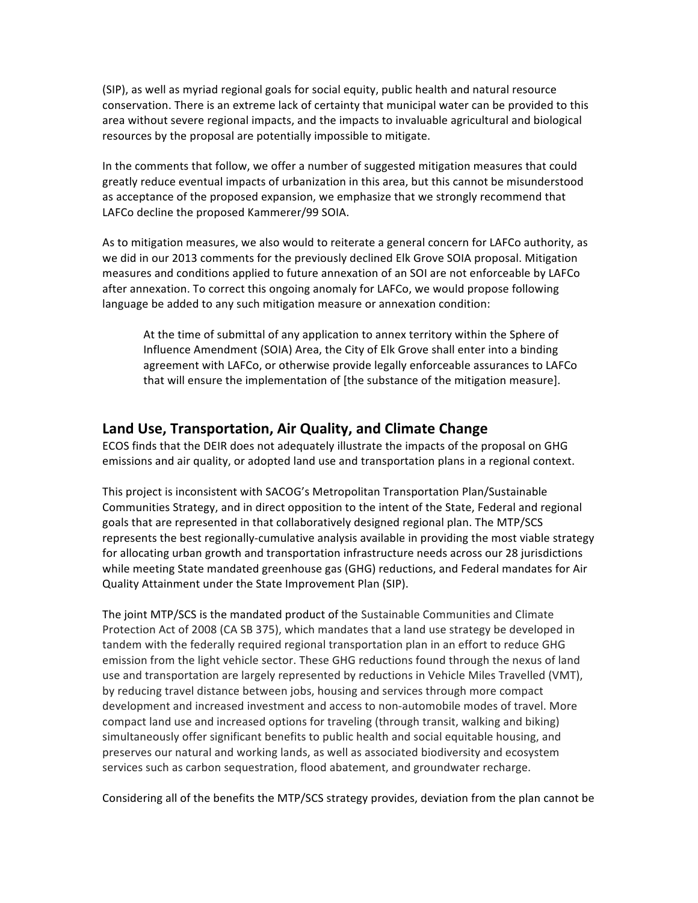(SIP), as well as myriad regional goals for social equity, public health and natural resource conservation. There is an extreme lack of certainty that municipal water can be provided to this area without severe regional impacts, and the impacts to invaluable agricultural and biological resources by the proposal are potentially impossible to mitigate.

In the comments that follow, we offer a number of suggested mitigation measures that could greatly reduce eventual impacts of urbanization in this area, but this cannot be misunderstood as acceptance of the proposed expansion, we emphasize that we strongly recommend that LAFCo decline the proposed Kammerer/99 SOIA.

As to mitigation measures, we also would to reiterate a general concern for LAFCo authority, as we did in our 2013 comments for the previously declined Elk Grove SOIA proposal. Mitigation measures and conditions applied to future annexation of an SOI are not enforceable by LAFCo after annexation. To correct this ongoing anomaly for LAFCo, we would propose following language be added to any such mitigation measure or annexation condition:

> At the time of submittal of any application to annex territory within the Sphere of Influence Amendment (SOIA) Area, the City of Elk Grove shall enter into a binding agreement with LAFCo, or otherwise provide legally enforceable assurances to LAFCo that will ensure the implementation of [the substance of the mitigation measure].

## Land Use, Transportation, Air Quality, and Climate Change

ECOS finds that the DEIR does not adequately illustrate the impacts of the proposal on GHG emissions and air quality, or adopted land use and transportation plans in a regional context.

This project is inconsistent with SACOG's Metropolitan Transportation Plan/Sustainable Communities Strategy, and in direct opposition to the intent of the State, Federal and regional goals that are represented in that collaboratively designed regional plan. The MTP/SCS represents the best regionally-cumulative analysis available in providing the most viable strategy for allocating urban growth and transportation infrastructure needs across our 28 jurisdictions while meeting State mandated greenhouse gas (GHG) reductions, and Federal mandates for Air Quality Attainment under the State Improvement Plan (SIP).

The joint MTP/SCS is the mandated product of the Sustainable Communities and Climate Protection Act of 2008 (CA SB 375), which mandates that a land use strategy be developed in tandem with the federally required regional transportation plan in an effort to reduce GHG emission from the light vehicle sector. These GHG reductions found through the nexus of land use and transportation are largely represented by reductions in Vehicle Miles Travelled (VMT), by reducing travel distance between jobs, housing and services through more compact development and increased investment and access to non-automobile modes of travel. More compact land use and increased options for traveling (through transit, walking and biking) simultaneously offer significant benefits to public health and social equitable housing, and preserves our natural and working lands, as well as associated biodiversity and ecosystem services such as carbon sequestration, flood abatement, and groundwater recharge.

Considering all of the benefits the MTP/SCS strategy provides, deviation from the plan cannot be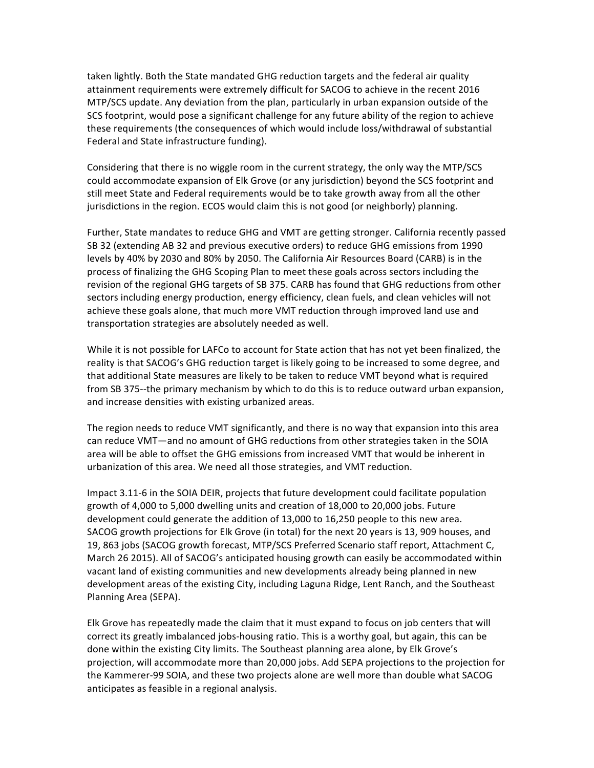taken lightly. Both the State mandated GHG reduction targets and the federal air quality attainment requirements were extremely difficult for SACOG to achieve in the recent 2016 MTP/SCS update. Any deviation from the plan, particularly in urban expansion outside of the SCS footprint, would pose a significant challenge for any future ability of the region to achieve these requirements (the consequences of which would include loss/withdrawal of substantial Federal and State infrastructure funding).

Considering that there is no wiggle room in the current strategy, the only way the MTP/SCS could accommodate expansion of Elk Grove (or any jurisdiction) beyond the SCS footprint and still meet State and Federal requirements would be to take growth away from all the other jurisdictions in the region. ECOS would claim this is not good (or neighborly) planning.

Further, State mandates to reduce GHG and VMT are getting stronger. California recently passed SB 32 (extending AB 32 and previous executive orders) to reduce GHG emissions from 1990 levels by 40% by 2030 and 80% by 2050. The California Air Resources Board (CARB) is in the process of finalizing the GHG Scoping Plan to meet these goals across sectors including the revision of the regional GHG targets of SB 375. CARB has found that GHG reductions from other sectors including energy production, energy efficiency, clean fuels, and clean vehicles will not achieve these goals alone, that much more VMT reduction through improved land use and transportation strategies are absolutely needed as well.

While it is not possible for LAFCo to account for State action that has not yet been finalized, the reality is that SACOG's GHG reduction target is likely going to be increased to some degree, and that additional State measures are likely to be taken to reduce VMT beyond what is required from SB 375--the primary mechanism by which to do this is to reduce outward urban expansion, and increase densities with existing urbanized areas.

The region needs to reduce VMT significantly, and there is no way that expansion into this area can reduce VMT—and no amount of GHG reductions from other strategies taken in the SOIA area will be able to offset the GHG emissions from increased VMT that would be inherent in urbanization of this area. We need all those strategies, and VMT reduction.

Impact 3.11-6 in the SOIA DEIR, projects that future development could facilitate population growth of 4,000 to 5,000 dwelling units and creation of 18,000 to 20,000 jobs. Future development could generate the addition of 13,000 to 16,250 people to this new area. SACOG growth projections for Elk Grove (in total) for the next 20 years is 13, 909 houses, and 19, 863 jobs (SACOG growth forecast, MTP/SCS Preferred Scenario staff report, Attachment C, March 26 2015). All of SACOG's anticipated housing growth can easily be accommodated within vacant land of existing communities and new developments already being planned in new development areas of the existing City, including Laguna Ridge, Lent Ranch, and the Southeast Planning Area (SEPA).

Elk Grove has repeatedly made the claim that it must expand to focus on job centers that will correct its greatly imbalanced jobs-housing ratio. This is a worthy goal, but again, this can be done within the existing City limits. The Southeast planning area alone, by Elk Grove's projection, will accommodate more than 20,000 jobs. Add SEPA projections to the projection for the Kammerer-99 SOIA, and these two projects alone are well more than double what SACOG anticipates as feasible in a regional analysis.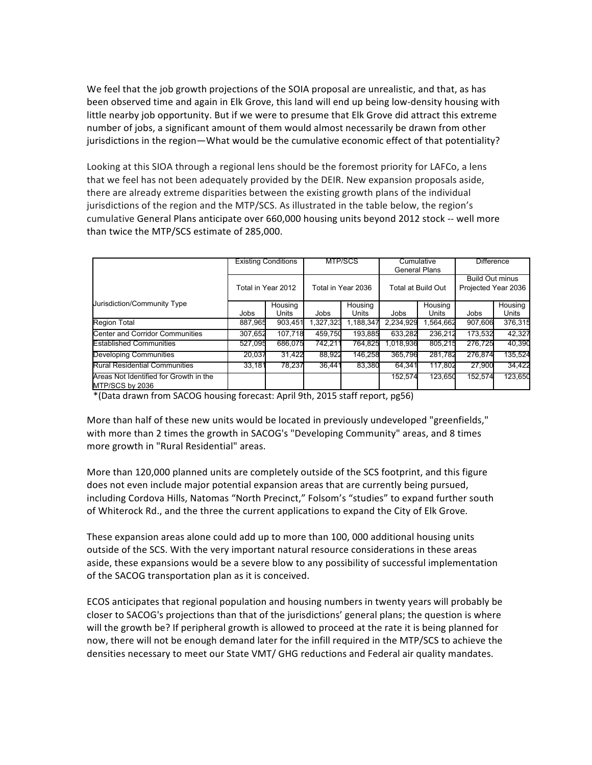We feel that the job growth projections of the SOIA proposal are unrealistic, and that, as has been observed time and again in Elk Grove, this land will end up being low-density housing with little nearby job opportunity. But if we were to presume that Elk Grove did attract this extreme number of jobs, a significant amount of them would almost necessarily be drawn from other jurisdictions in the region—What would be the cumulative economic effect of that potentiality?

Looking at this SIOA through a regional lens should be the foremost priority for LAFCo, a lens that we feel has not been adequately provided by the DEIR. New expansion proposals aside, there are already extreme disparities between the existing growth plans of the individual jurisdictions of the region and the MTP/SCS. As illustrated in the table below, the region's cumulative General Plans anticipate over 660,000 housing units beyond 2012 stock -- well more than twice the MTP/SCS estimate of 285,000.

| | Existing Conditions | | MTP/SCS | | Cumulative General Plans | | Difference | |
|---|---|---|---|---|---|---|---|---|
| | Total in Year 2012 | | Total in Year 2036 | | Total at Build Out | | Build Out minus Projected Year 2036 | |
| Jurisdiction/Community Type | Jobs | Housing Units | Jobs | Housing Units | Jobs | Housing Units | Jobs | Housing Units |
| Region Total | 887,965 | 903,451 | 1,327,323 | 1,188,347 | 2,234,929 | 1,564,662 | 907,606 | 376,315 |
| Center and Corridor Communities | 307,652 | 107,718 | 459,750 | 193,885 | 633,282 | 236,212 | 173,532 | 42,327 |
| Established Communities | 527,095 | 686,075 | 742,211 | 764,825 | 1,018,936 | 805,215 | 276,725 | 40,390 |
| Developing Communities | 20,037 | 31,422 | 88,922 | 146,258 | 365,796 | 281,782 | 276,874 | 135,524 |
| Rural Residential Communities | 33,181 | 78,237 | 36,441 | 83,380 | 64,341 | 117,802 | 27,900 | 34,422 |
| Areas Not Identified for Growth in the MTP/SCS by 2036 | | | | | 152,574 | 123,650 | 152,574 | 123,650 |

*(Data drawn from SACOG housing forecast: April 9th, 2015 staff report, pg56)

More than half of these new units would be located in previously undeveloped "greenfields," with more than 2 times the growth in SACOG's "Developing Community" areas, and 8 times more growth in "Rural Residential" areas.

More than 120,000 planned units are completely outside of the SCS footprint, and this figure does not even include major potential expansion areas that are currently being pursued, including Cordova Hills, Natomas "North Precinct," Folsom's "studies" to expand further south of Whiterock Rd., and the three the current applications to expand the City of Elk Grove.

These expansion areas alone could add up to more than 100, 000 additional housing units outside of the SCS. With the very important natural resource considerations in these areas aside, these expansions would be a severe blow to any possibility of successful implementation of the SACOG transportation plan as it is conceived.

ECOS anticipates that regional population and housing numbers in twenty years will probably be closer to SACOG's projections than that of the jurisdictions' general plans; the question is where will the growth be? If peripheral growth is allowed to proceed at the rate it is being planned for now, there will not be enough demand later for the infill required in the MTP/SCS to achieve the densities necessary to meet our State VMT/ GHG reductions and Federal air quality mandates.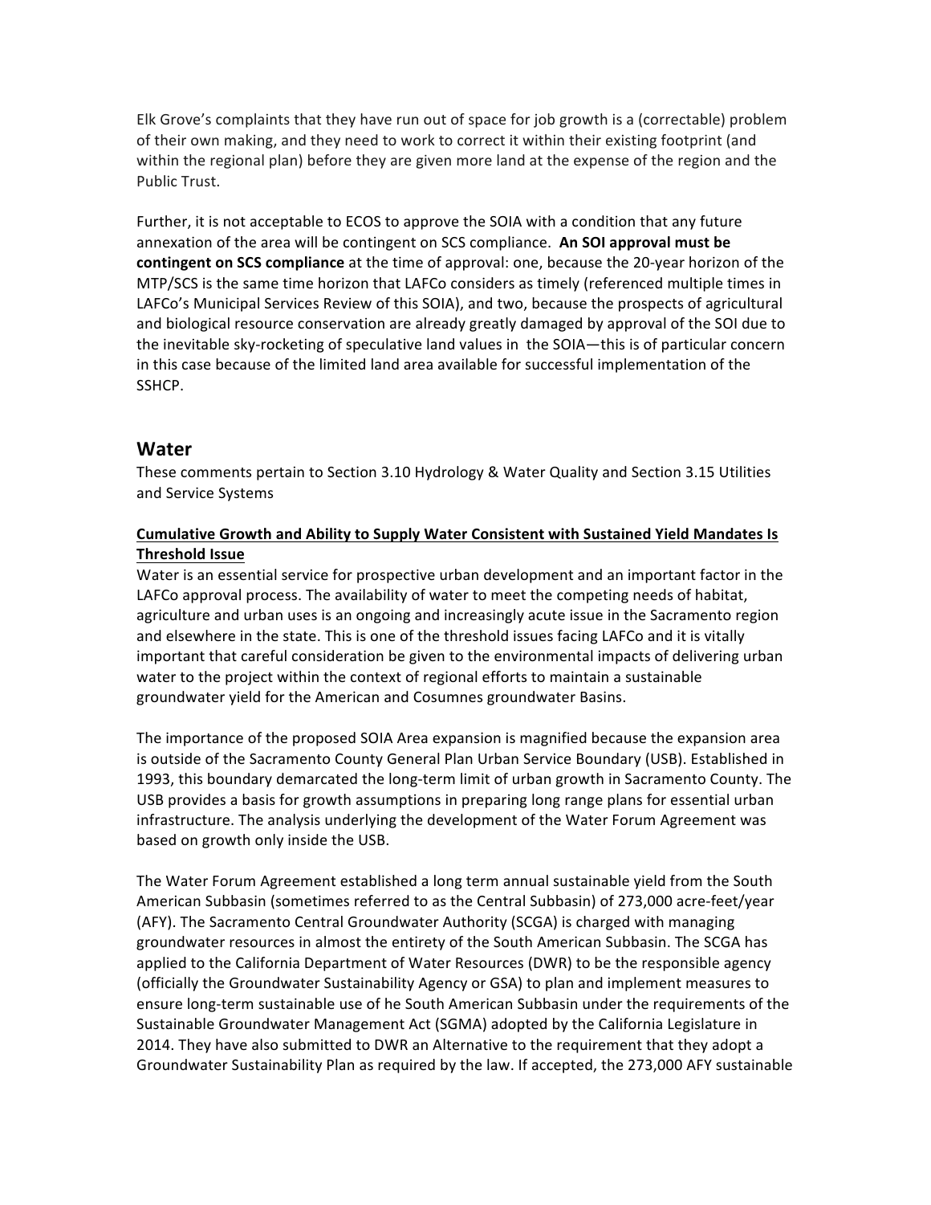Elk Grove's complaints that they have run out of space for job growth is a (correctable) problem of their own making, and they need to work to correct it within their existing footprint (and within the regional plan) before they are given more land at the expense of the region and the Public Trust.

Further, it is not acceptable to ECOS to approve the SOIA with a condition that any future annexation of the area will be contingent on SCS compliance. **An SOI approval must be contingent on SCS compliance** at the time of approval: one, because the 20-year horizon of the MTP/SCS is the same time horizon that LAFCo considers as timely (referenced multiple times in LAFCo's Municipal Services Review of this SOIA), and two, because the prospects of agricultural and biological resource conservation are already greatly damaged by approval of the SOI due to the inevitable sky-rocketing of speculative land values in the SOIA—this is of particular concern in this case because of the limited land area available for successful implementation of the SSHCP.

## Water

These comments pertain to Section 3.10 Hydrology & Water Quality and Section 3.15 Utilities and Service Systems

**Cumulative Growth and Ability to Supply Water Consistent with Sustained Yield Mandates Is Threshold Issue**

Water is an essential service for prospective urban development and an important factor in the LAFCo approval process. The availability of water to meet the competing needs of habitat, agriculture and urban uses is an ongoing and increasingly acute issue in the Sacramento region and elsewhere in the state. This is one of the threshold issues facing LAFCo and it is vitally important that careful consideration be given to the environmental impacts of delivering urban water to the project within the context of regional efforts to maintain a sustainable groundwater yield for the American and Cosumnes groundwater Basins.

The importance of the proposed SOIA Area expansion is magnified because the expansion area is outside of the Sacramento County General Plan Urban Service Boundary (USB). Established in 1993, this boundary demarcated the long-term limit of urban growth in Sacramento County. The USB provides a basis for growth assumptions in preparing long range plans for essential urban infrastructure. The analysis underlying the development of the Water Forum Agreement was based on growth only inside the USB.

The Water Forum Agreement established a long term annual sustainable yield from the South American Subbasin (sometimes referred to as the Central Subbasin) of 273,000 acre-feet/year (AFY). The Sacramento Central Groundwater Authority (SCGA) is charged with managing groundwater resources in almost the entirety of the South American Subbasin. The SCGA has applied to the California Department of Water Resources (DWR) to be the responsible agency (officially the Groundwater Sustainability Agency or GSA) to plan and implement measures to ensure long-term sustainable use of he South American Subbasin under the requirements of the Sustainable Groundwater Management Act (SGMA) adopted by the California Legislature in 2014. They have also submitted to DWR an Alternative to the requirement that they adopt a Groundwater Sustainability Plan as required by the law. If accepted, the 273,000 AFY sustainable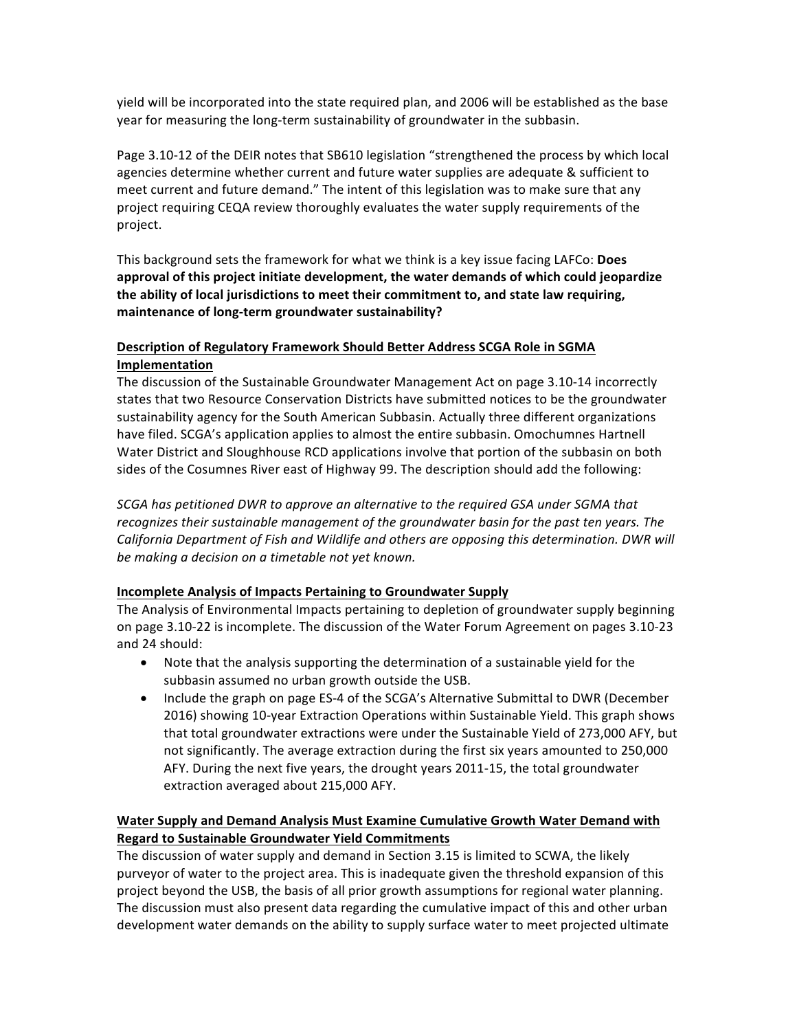yield will be incorporated into the state required plan, and 2006 will be established as the base year for measuring the long-term sustainability of groundwater in the subbasin.

Page 3.10-12 of the DEIR notes that SB610 legislation "strengthened the process by which local agencies determine whether current and future water supplies are adequate & sufficient to meet current and future demand." The intent of this legislation was to make sure that any project requiring CEQA review thoroughly evaluates the water supply requirements of the project.

This background sets the framework for what we think is a key issue facing LAFCo: **Does approval of this project initiate development, the water demands of which could jeopardize the ability of local jurisdictions to meet their commitment to, and state law requiring, maintenance of long-term groundwater sustainability?**

**Description of Regulatory Framework Should Better Address SCGA Role in SGMA Implementation**

The discussion of the Sustainable Groundwater Management Act on page 3.10-14 incorrectly states that two Resource Conservation Districts have submitted notices to be the groundwater sustainability agency for the South American Subbasin. Actually three different organizations have filed. SCGA's application applies to almost the entire subbasin. Omochumnes Hartnell Water District and Sloughhouse RCD applications involve that portion of the subbasin on both sides of the Cosumnes River east of Highway 99. The description should add the following:

*SCGA has petitioned DWR to approve an alternative to the required GSA under SGMA that recognizes their sustainable management of the groundwater basin for the past ten years. The California Department of Fish and Wildlife and others are opposing this determination. DWR will be making a decision on a timetable not yet known.*

**Incomplete Analysis of Impacts Pertaining to Groundwater Supply**

The Analysis of Environmental Impacts pertaining to depletion of groundwater supply beginning on page 3.10-22 is incomplete. The discussion of the Water Forum Agreement on pages 3.10-23 and 24 should:

- Note that the analysis supporting the determination of a sustainable yield for the subbasin assumed no urban growth outside the USB.
- Include the graph on page ES-4 of the SCGA's Alternative Submittal to DWR (December 2016) showing 10-year Extraction Operations within Sustainable Yield. This graph shows that total groundwater extractions were under the Sustainable Yield of 273,000 AFY, but not significantly. The average extraction during the first six years amounted to 250,000 AFY. During the next five years, the drought years 2011-15, the total groundwater extraction averaged about 215,000 AFY.

**Water Supply and Demand Analysis Must Examine Cumulative Growth Water Demand with Regard to Sustainable Groundwater Yield Commitments**

The discussion of water supply and demand in Section 3.15 is limited to SCWA, the likely purveyor of water to the project area. This is inadequate given the threshold expansion of this project beyond the USB, the basis of all prior growth assumptions for regional water planning. The discussion must also present data regarding the cumulative impact of this and other urban development water demands on the ability to supply surface water to meet projected ultimate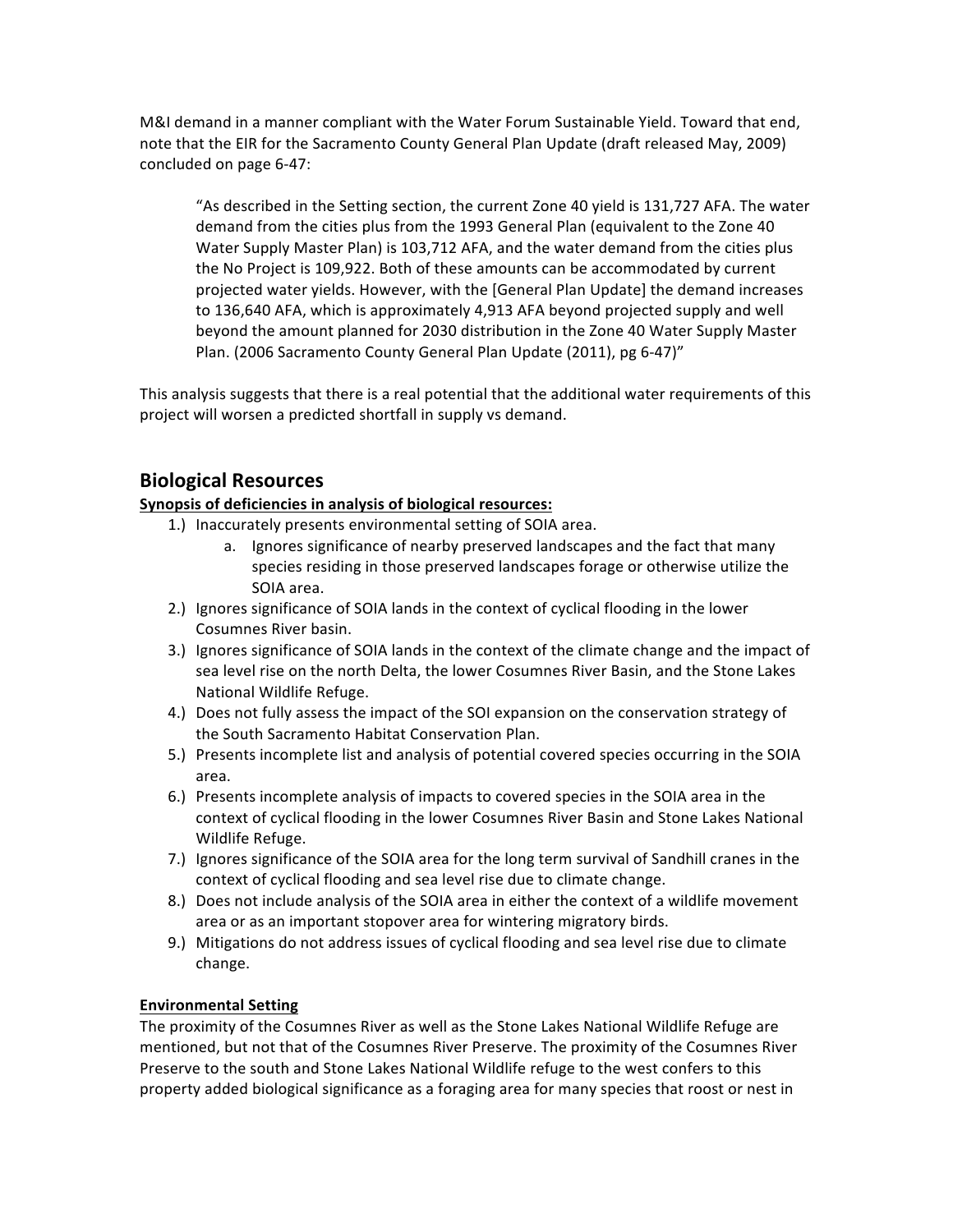M&I demand in a manner compliant with the Water Forum Sustainable Yield. Toward that end, note that the EIR for the Sacramento County General Plan Update (draft released May, 2009) concluded on page 6-47:

> "As described in the Setting section, the current Zone 40 yield is 131,727 AFA. The water demand from the cities plus from the 1993 General Plan (equivalent to the Zone 40 Water Supply Master Plan) is 103,712 AFA, and the water demand from the cities plus the No Project is 109,922. Both of these amounts can be accommodated by current projected water yields. However, with the [General Plan Update] the demand increases to 136,640 AFA, which is approximately 4,913 AFA beyond projected supply and well beyond the amount planned for 2030 distribution in the Zone 40 Water Supply Master Plan. (2006 Sacramento County General Plan Update (2011), pg 6-47)"

This analysis suggests that there is a real potential that the additional water requirements of this project will worsen a predicted shortfall in supply vs demand.

## Biological Resources

**Synopsis of deficiencies in analysis of biological resources:**

1.) Inaccurately presents environmental setting of SOIA area.
   a. Ignores significance of nearby preserved landscapes and the fact that many species residing in those preserved landscapes forage or otherwise utilize the SOIA area.
2.) Ignores significance of SOIA lands in the context of cyclical flooding in the lower Cosumnes River basin.
3.) Ignores significance of SOIA lands in the context of the climate change and the impact of sea level rise on the north Delta, the lower Cosumnes River Basin, and the Stone Lakes National Wildlife Refuge.
4.) Does not fully assess the impact of the SOI expansion on the conservation strategy of the South Sacramento Habitat Conservation Plan.
5.) Presents incomplete list and analysis of potential covered species occurring in the SOIA area.
6.) Presents incomplete analysis of impacts to covered species in the SOIA area in the context of cyclical flooding in the lower Cosumnes River Basin and Stone Lakes National Wildlife Refuge.
7.) Ignores significance of the SOIA area for the long term survival of Sandhill cranes in the context of cyclical flooding and sea level rise due to climate change.
8.) Does not include analysis of the SOIA area in either the context of a wildlife movement area or as an important stopover area for wintering migratory birds.
9.) Mitigations do not address issues of cyclical flooding and sea level rise due to climate change.

**Environmental Setting**

The proximity of the Cosumnes River as well as the Stone Lakes National Wildlife Refuge are mentioned, but not that of the Cosumnes River Preserve. The proximity of the Cosumnes River Preserve to the south and Stone Lakes National Wildlife refuge to the west confers to this property added biological significance as a foraging area for many species that roost or nest in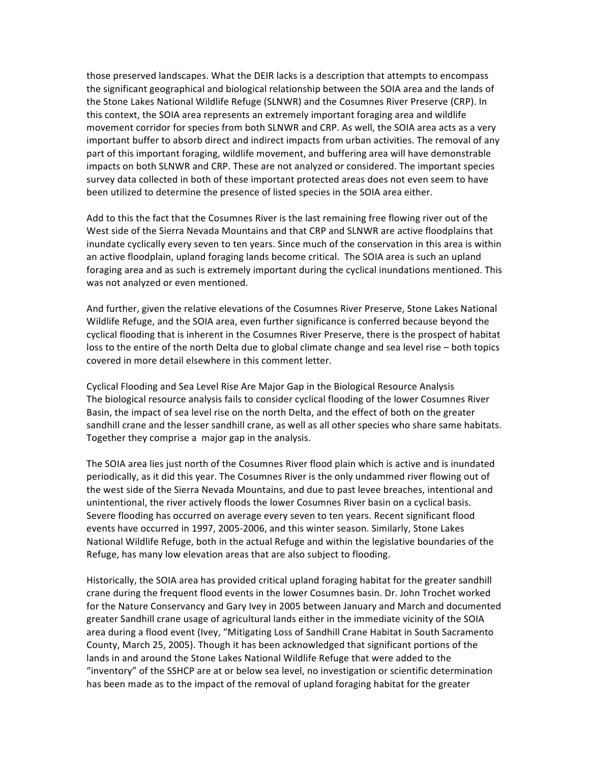those preserved landscapes. What the DEIR lacks is a description that attempts to encompass the significant geographical and biological relationship between the SOIA area and the lands of the Stone Lakes National Wildlife Refuge (SLNWR) and the Cosumnes River Preserve (CRP). In this context, the SOIA area represents an extremely important foraging area and wildlife movement corridor for species from both SLNWR and CRP. As well, the SOIA area acts as a very important buffer to absorb direct and indirect impacts from urban activities. The removal of any part of this important foraging, wildlife movement, and buffering area will have demonstrable impacts on both SLNWR and CRP. These are not analyzed or considered. The important species survey data collected in both of these important protected areas does not even seem to have been utilized to determine the presence of listed species in the SOIA area either.

Add to this the fact that the Cosumnes River is the last remaining free flowing river out of the West side of the Sierra Nevada Mountains and that CRP and SLNWR are active floodplains that inundate cyclically every seven to ten years. Since much of the conservation in this area is within an active floodplain, upland foraging lands become critical. The SOIA area is such an upland foraging area and as such is extremely important during the cyclical inundations mentioned. This was not analyzed or even mentioned.

And further, given the relative elevations of the Cosumnes River Preserve, Stone Lakes National Wildlife Refuge, and the SOIA area, even further significance is conferred because beyond the cyclical flooding that is inherent in the Cosumnes River Preserve, there is the prospect of habitat loss to the entire of the north Delta due to global climate change and sea level rise – both topics covered in more detail elsewhere in this comment letter.

Cyclical Flooding and Sea Level Rise Are Major Gap in the Biological Resource Analysis

The biological resource analysis fails to consider cyclical flooding of the lower Cosumnes River Basin, the impact of sea level rise on the north Delta, and the effect of both on the greater sandhill crane and the lesser sandhill crane, as well as all other species who share same habitats. Together they comprise a major gap in the analysis.

The SOIA area lies just north of the Cosumnes River flood plain which is active and is inundated periodically, as it did this year. The Cosumnes River is the only undammed river flowing out of the west side of the Sierra Nevada Mountains, and due to past levee breaches, intentional and unintentional, the river actively floods the lower Cosumnes River basin on a cyclical basis. Severe flooding has occurred on average every seven to ten years. Recent significant flood events have occurred in 1997, 2005-2006, and this winter season. Similarly, Stone Lakes National Wildlife Refuge, both in the actual Refuge and within the legislative boundaries of the Refuge, has many low elevation areas that are also subject to flooding.

Historically, the SOIA area has provided critical upland foraging habitat for the greater sandhill crane during the frequent flood events in the lower Cosumnes basin. Dr. John Trochet worked for the Nature Conservancy and Gary Ivey in 2005 between January and March and documented greater Sandhill crane usage of agricultural lands either in the immediate vicinity of the SOIA area during a flood event (Ivey, "Mitigating Loss of Sandhill Crane Habitat in South Sacramento County, March 25, 2005). Though it has been acknowledged that significant portions of the lands in and around the Stone Lakes National Wildlife Refuge that were added to the "inventory" of the SSHCP are at or below sea level, no investigation or scientific determination has been made as to the impact of the removal of upland foraging habitat for the greater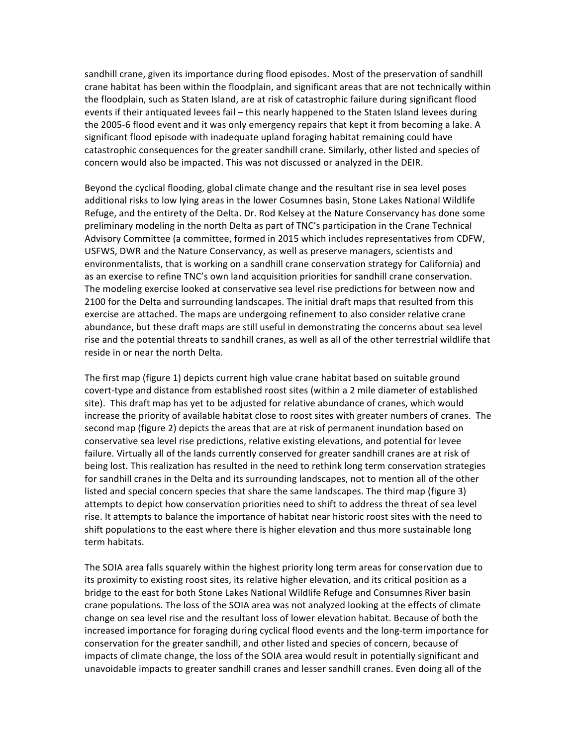sandhill crane, given its importance during flood episodes. Most of the preservation of sandhill crane habitat has been within the floodplain, and significant areas that are not technically within the floodplain, such as Staten Island, are at risk of catastrophic failure during significant flood events if their antiquated levees fail – this nearly happened to the Staten Island levees during the 2005-6 flood event and it was only emergency repairs that kept it from becoming a lake. A significant flood episode with inadequate upland foraging habitat remaining could have catastrophic consequences for the greater sandhill crane. Similarly, other listed and species of concern would also be impacted. This was not discussed or analyzed in the DEIR.

Beyond the cyclical flooding, global climate change and the resultant rise in sea level poses additional risks to low lying areas in the lower Cosumnes basin, Stone Lakes National Wildlife Refuge, and the entirety of the Delta. Dr. Rod Kelsey at the Nature Conservancy has done some preliminary modeling in the north Delta as part of TNC's participation in the Crane Technical Advisory Committee (a committee, formed in 2015 which includes representatives from CDFW, USFWS, DWR and the Nature Conservancy, as well as preserve managers, scientists and environmentalists, that is working on a sandhill crane conservation strategy for California) and as an exercise to refine TNC's own land acquisition priorities for sandhill crane conservation. The modeling exercise looked at conservative sea level rise predictions for between now and 2100 for the Delta and surrounding landscapes. The initial draft maps that resulted from this exercise are attached. The maps are undergoing refinement to also consider relative crane abundance, but these draft maps are still useful in demonstrating the concerns about sea level rise and the potential threats to sandhill cranes, as well as all of the other terrestrial wildlife that reside in or near the north Delta.

The first map (figure 1) depicts current high value crane habitat based on suitable ground covert-type and distance from established roost sites (within a 2 mile diameter of established site). This draft map has yet to be adjusted for relative abundance of cranes, which would increase the priority of available habitat close to roost sites with greater numbers of cranes. The second map (figure 2) depicts the areas that are at risk of permanent inundation based on conservative sea level rise predictions, relative existing elevations, and potential for levee failure. Virtually all of the lands currently conserved for greater sandhill cranes are at risk of being lost. This realization has resulted in the need to rethink long term conservation strategies for sandhill cranes in the Delta and its surrounding landscapes, not to mention all of the other listed and special concern species that share the same landscapes. The third map (figure 3) attempts to depict how conservation priorities need to shift to address the threat of sea level rise. It attempts to balance the importance of habitat near historic roost sites with the need to shift populations to the east where there is higher elevation and thus more sustainable long term habitats.

The SOIA area falls squarely within the highest priority long term areas for conservation due to its proximity to existing roost sites, its relative higher elevation, and its critical position as a bridge to the east for both Stone Lakes National Wildlife Refuge and Consumnes River basin crane populations. The loss of the SOIA area was not analyzed looking at the effects of climate change on sea level rise and the resultant loss of lower elevation habitat. Because of both the increased importance for foraging during cyclical flood events and the long-term importance for conservation for the greater sandhill, and other listed and species of concern, because of impacts of climate change, the loss of the SOIA area would result in potentially significant and unavoidable impacts to greater sandhill cranes and lesser sandhill cranes. Even doing all of the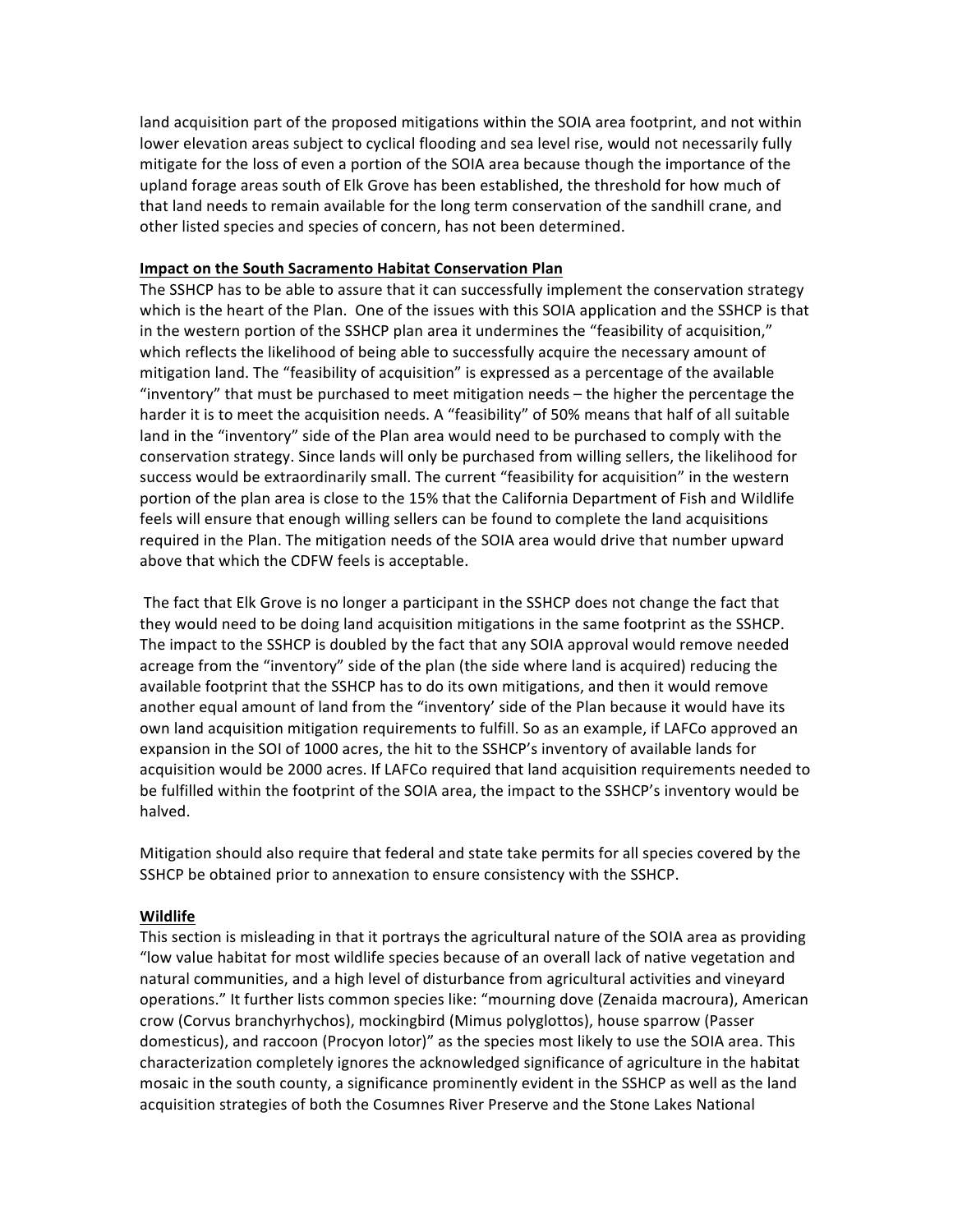land acquisition part of the proposed mitigations within the SOIA area footprint, and not within lower elevation areas subject to cyclical flooding and sea level rise, would not necessarily fully mitigate for the loss of even a portion of the SOIA area because though the importance of the upland forage areas south of Elk Grove has been established, the threshold for how much of that land needs to remain available for the long term conservation of the sandhill crane, and other listed species and species of concern, has not been determined.

**Impact on the South Sacramento Habitat Conservation Plan**

The SSHCP has to be able to assure that it can successfully implement the conservation strategy which is the heart of the Plan. One of the issues with this SOIA application and the SSHCP is that in the western portion of the SSHCP plan area it undermines the "feasibility of acquisition," which reflects the likelihood of being able to successfully acquire the necessary amount of mitigation land. The "feasibility of acquisition" is expressed as a percentage of the available "inventory" that must be purchased to meet mitigation needs – the higher the percentage the harder it is to meet the acquisition needs. A "feasibility" of 50% means that half of all suitable land in the "inventory" side of the Plan area would need to be purchased to comply with the conservation strategy. Since lands will only be purchased from willing sellers, the likelihood for success would be extraordinarily small. The current "feasibility for acquisition" in the western portion of the plan area is close to the 15% that the California Department of Fish and Wildlife feels will ensure that enough willing sellers can be found to complete the land acquisitions required in the Plan. The mitigation needs of the SOIA area would drive that number upward above that which the CDFW feels is acceptable.

The fact that Elk Grove is no longer a participant in the SSHCP does not change the fact that they would need to be doing land acquisition mitigations in the same footprint as the SSHCP. The impact to the SSHCP is doubled by the fact that any SOIA approval would remove needed acreage from the "inventory" side of the plan (the side where land is acquired) reducing the available footprint that the SSHCP has to do its own mitigations, and then it would remove another equal amount of land from the "inventory' side of the Plan because it would have its own land acquisition mitigation requirements to fulfill. So as an example, if LAFCo approved an expansion in the SOI of 1000 acres, the hit to the SSHCP's inventory of available lands for acquisition would be 2000 acres. If LAFCo required that land acquisition requirements needed to be fulfilled within the footprint of the SOIA area, the impact to the SSHCP's inventory would be halved.

Mitigation should also require that federal and state take permits for all species covered by the SSHCP be obtained prior to annexation to ensure consistency with the SSHCP.

**Wildlife**

This section is misleading in that it portrays the agricultural nature of the SOIA area as providing "low value habitat for most wildlife species because of an overall lack of native vegetation and natural communities, and a high level of disturbance from agricultural activities and vineyard operations." It further lists common species like: "mourning dove (Zenaida macroura), American crow (Corvus branchyrhychos), mockingbird (Mimus polyglottos), house sparrow (Passer domesticus), and raccoon (Procyon lotor)" as the species most likely to use the SOIA area. This characterization completely ignores the acknowledged significance of agriculture in the habitat mosaic in the south county, a significance prominently evident in the SSHCP as well as the land acquisition strategies of both the Cosumnes River Preserve and the Stone Lakes National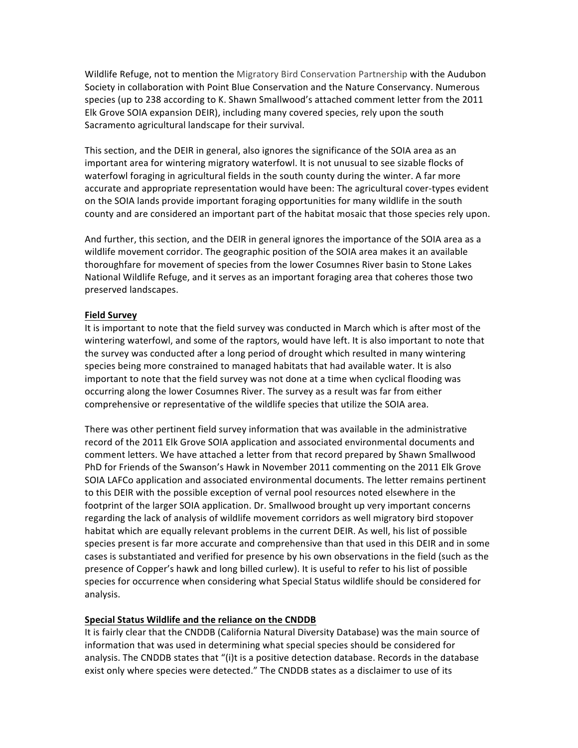Wildlife Refuge, not to mention the Migratory Bird Conservation Partnership with the Audubon Society in collaboration with Point Blue Conservation and the Nature Conservancy. Numerous species (up to 238 according to K. Shawn Smallwood's attached comment letter from the 2011 Elk Grove SOIA expansion DEIR), including many covered species, rely upon the south Sacramento agricultural landscape for their survival.

This section, and the DEIR in general, also ignores the significance of the SOIA area as an important area for wintering migratory waterfowl. It is not unusual to see sizable flocks of waterfowl foraging in agricultural fields in the south county during the winter. A far more accurate and appropriate representation would have been: The agricultural cover-types evident on the SOIA lands provide important foraging opportunities for many wildlife in the south county and are considered an important part of the habitat mosaic that those species rely upon.

And further, this section, and the DEIR in general ignores the importance of the SOIA area as a wildlife movement corridor. The geographic position of the SOIA area makes it an available thoroughfare for movement of species from the lower Cosumnes River basin to Stone Lakes National Wildlife Refuge, and it serves as an important foraging area that coheres those two preserved landscapes.

**Field Survey**

It is important to note that the field survey was conducted in March which is after most of the wintering waterfowl, and some of the raptors, would have left. It is also important to note that the survey was conducted after a long period of drought which resulted in many wintering species being more constrained to managed habitats that had available water. It is also important to note that the field survey was not done at a time when cyclical flooding was occurring along the lower Cosumnes River. The survey as a result was far from either comprehensive or representative of the wildlife species that utilize the SOIA area.

There was other pertinent field survey information that was available in the administrative record of the 2011 Elk Grove SOIA application and associated environmental documents and comment letters. We have attached a letter from that record prepared by Shawn Smallwood PhD for Friends of the Swanson's Hawk in November 2011 commenting on the 2011 Elk Grove SOIA LAFCo application and associated environmental documents. The letter remains pertinent to this DEIR with the possible exception of vernal pool resources noted elsewhere in the footprint of the larger SOIA application. Dr. Smallwood brought up very important concerns regarding the lack of analysis of wildlife movement corridors as well migratory bird stopover habitat which are equally relevant problems in the current DEIR. As well, his list of possible species present is far more accurate and comprehensive than that used in this DEIR and in some cases is substantiated and verified for presence by his own observations in the field (such as the presence of Copper's hawk and long billed curlew). It is useful to refer to his list of possible species for occurrence when considering what Special Status wildlife should be considered for analysis.

**Special Status Wildlife and the reliance on the CNDDB**

It is fairly clear that the CNDDB (California Natural Diversity Database) was the main source of information that was used in determining what special species should be considered for analysis. The CNDDB states that "(i)t is a positive detection database. Records in the database exist only where species were detected." The CNDDB states as a disclaimer to use of its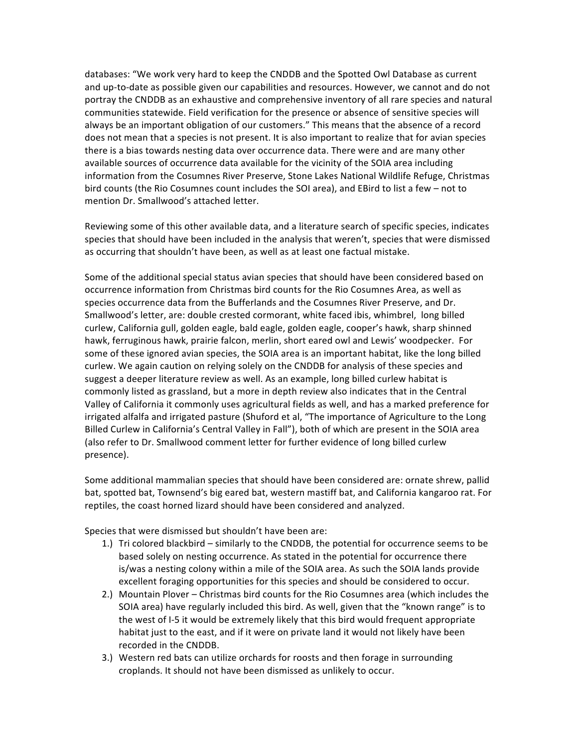databases: "We work very hard to keep the CNDDB and the Spotted Owl Database as current and up-to-date as possible given our capabilities and resources. However, we cannot and do not portray the CNDDB as an exhaustive and comprehensive inventory of all rare species and natural communities statewide. Field verification for the presence or absence of sensitive species will always be an important obligation of our customers." This means that the absence of a record does not mean that a species is not present. It is also important to realize that for avian species there is a bias towards nesting data over occurrence data. There were and are many other available sources of occurrence data available for the vicinity of the SOIA area including information from the Cosumnes River Preserve, Stone Lakes National Wildlife Refuge, Christmas bird counts (the Rio Cosumnes count includes the SOI area), and EBird to list a few – not to mention Dr. Smallwood's attached letter.

Reviewing some of this other available data, and a literature search of specific species, indicates species that should have been included in the analysis that weren't, species that were dismissed as occurring that shouldn't have been, as well as at least one factual mistake.

Some of the additional special status avian species that should have been considered based on occurrence information from Christmas bird counts for the Rio Cosumnes Area, as well as species occurrence data from the Bufferlands and the Cosumnes River Preserve, and Dr. Smallwood's letter, are: double crested cormorant, white faced ibis, whimbrel, long billed curlew, California gull, golden eagle, bald eagle, golden eagle, cooper's hawk, sharp shinned hawk, ferruginous hawk, prairie falcon, merlin, short eared owl and Lewis' woodpecker. For some of these ignored avian species, the SOIA area is an important habitat, like the long billed curlew. We again caution on relying solely on the CNDDB for analysis of these species and suggest a deeper literature review as well. As an example, long billed curlew habitat is commonly listed as grassland, but a more in depth review also indicates that in the Central Valley of California it commonly uses agricultural fields as well, and has a marked preference for irrigated alfalfa and irrigated pasture (Shuford et al, "The importance of Agriculture to the Long Billed Curlew in California's Central Valley in Fall"), both of which are present in the SOIA area (also refer to Dr. Smallwood comment letter for further evidence of long billed curlew presence).

Some additional mammalian species that should have been considered are: ornate shrew, pallid bat, spotted bat, Townsend's big eared bat, western mastiff bat, and California kangaroo rat. For reptiles, the coast horned lizard should have been considered and analyzed.

Species that were dismissed but shouldn't have been are:

1.) Tri colored blackbird – similarly to the CNDDB, the potential for occurrence seems to be based solely on nesting occurrence. As stated in the potential for occurrence there is/was a nesting colony within a mile of the SOIA area. As such the SOIA lands provide excellent foraging opportunities for this species and should be considered to occur.
2.) Mountain Plover – Christmas bird counts for the Rio Cosumnes area (which includes the SOIA area) have regularly included this bird. As well, given that the "known range" is to the west of I-5 it would be extremely likely that this bird would frequent appropriate habitat just to the east, and if it were on private land it would not likely have been recorded in the CNDDB.
3.) Western red bats can utilize orchards for roosts and then forage in surrounding croplands. It should not have been dismissed as unlikely to occur.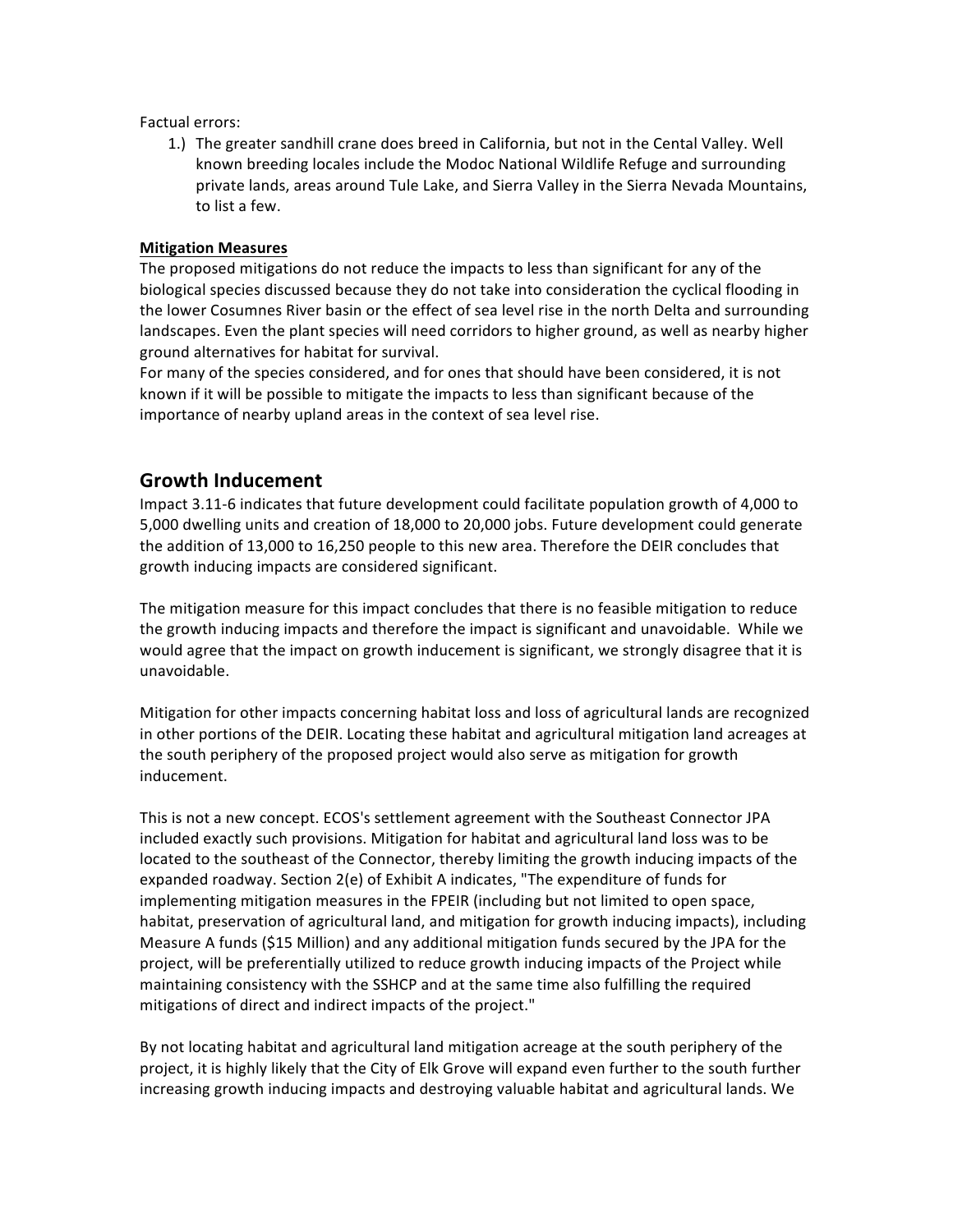Factual errors:

1.) The greater sandhill crane does breed in California, but not in the Cental Valley. Well known breeding locales include the Modoc National Wildlife Refuge and surrounding private lands, areas around Tule Lake, and Sierra Valley in the Sierra Nevada Mountains, to list a few.

**Mitigation Measures**

The proposed mitigations do not reduce the impacts to less than significant for any of the biological species discussed because they do not take into consideration the cyclical flooding in the lower Cosumnes River basin or the effect of sea level rise in the north Delta and surrounding landscapes. Even the plant species will need corridors to higher ground, as well as nearby higher ground alternatives for habitat for survival.

For many of the species considered, and for ones that should have been considered, it is not known if it will be possible to mitigate the impacts to less than significant because of the importance of nearby upland areas in the context of sea level rise.

## Growth Inducement

Impact 3.11-6 indicates that future development could facilitate population growth of 4,000 to 5,000 dwelling units and creation of 18,000 to 20,000 jobs. Future development could generate the addition of 13,000 to 16,250 people to this new area. Therefore the DEIR concludes that growth inducing impacts are considered significant.

The mitigation measure for this impact concludes that there is no feasible mitigation to reduce the growth inducing impacts and therefore the impact is significant and unavoidable. While we would agree that the impact on growth inducement is significant, we strongly disagree that it is unavoidable.

Mitigation for other impacts concerning habitat loss and loss of agricultural lands are recognized in other portions of the DEIR. Locating these habitat and agricultural mitigation land acreages at the south periphery of the proposed project would also serve as mitigation for growth inducement.

This is not a new concept. ECOS's settlement agreement with the Southeast Connector JPA included exactly such provisions. Mitigation for habitat and agricultural land loss was to be located to the southeast of the Connector, thereby limiting the growth inducing impacts of the expanded roadway. Section 2(e) of Exhibit A indicates, "The expenditure of funds for implementing mitigation measures in the FPEIR (including but not limited to open space, habitat, preservation of agricultural land, and mitigation for growth inducing impacts), including Measure A funds ($15 Million) and any additional mitigation funds secured by the JPA for the project, will be preferentially utilized to reduce growth inducing impacts of the Project while maintaining consistency with the SSHCP and at the same time also fulfilling the required mitigations of direct and indirect impacts of the project."

By not locating habitat and agricultural land mitigation acreage at the south periphery of the project, it is highly likely that the City of Elk Grove will expand even further to the south further increasing growth inducing impacts and destroying valuable habitat and agricultural lands. We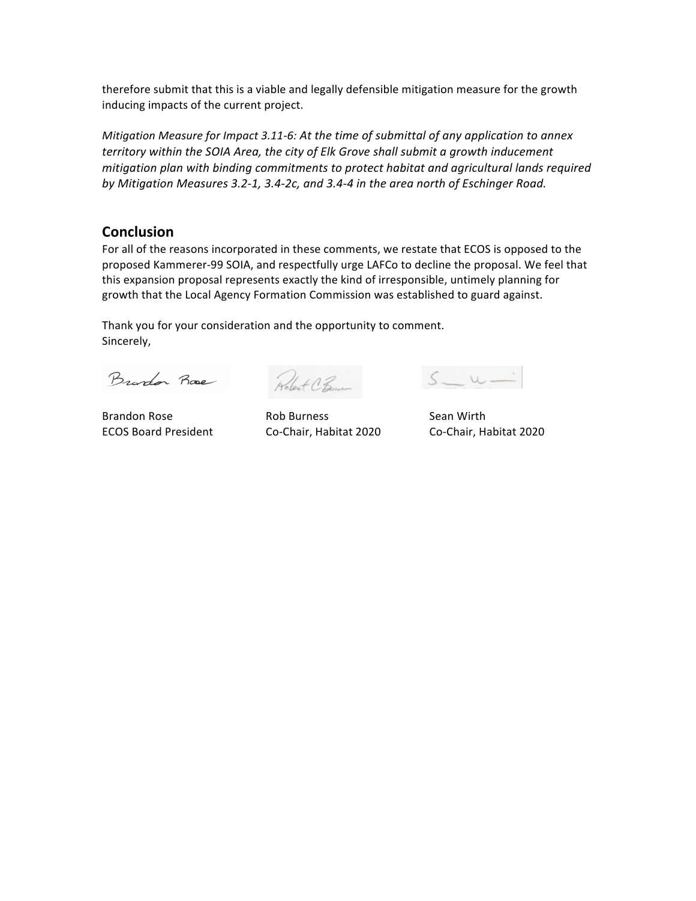therefore submit that this is a viable and legally defensible mitigation measure for the growth inducing impacts of the current project.

*Mitigation Measure for Impact 3.11-6: At the time of submittal of any application to annex territory within the SOIA Area, the city of Elk Grove shall submit a growth inducement mitigation plan with binding commitments to protect habitat and agricultural lands required by Mitigation Measures 3.2-1, 3.4-2c, and 3.4-4 in the area north of Eschinger Road.*

## Conclusion

For all of the reasons incorporated in these comments, we restate that ECOS is opposed to the proposed Kammerer-99 SOIA, and respectfully urge LAFCo to decline the proposal. We feel that this expansion proposal represents exactly the kind of irresponsible, untimely planning for growth that the Local Agency Formation Commission was established to guard against.

Thank you for your consideration and the opportunity to comment.
Sincerely,

Brandon Rose
ECOS Board President

Rob Burness
Co-Chair, Habitat 2020

Sean Wirth
Co-Chair, Habitat 2020